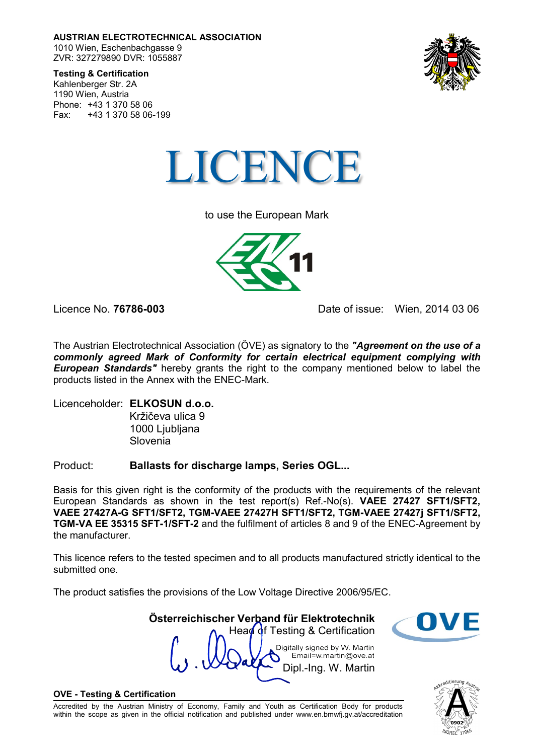**AUSTRIAN ELECTROTECHNICAL ASSOCIATION**
1010 Wien, Eschenbachgasse 9
ZVR: 327279890 DVR: 1055887

**Testing & Certification**
Kahlenberger Str. 2A
1190 Wien, Austria
Phone: +43 1 370 58 06
Fax: +43 1 370 58 06-199

# LICENCE

to use the European Mark

ENEC 11

Licence No. **76786-003** Date of issue: Wien, 2014 03 06

The Austrian Electrotechnical Association (ÖVE) as signatory to the ***"Agreement on the use of a commonly agreed Mark of Conformity for certain electrical equipment complying with European Standards"*** hereby grants the right to the company mentioned below to label the products listed in the Annex with the ENEC-Mark.

Licenceholder: **ELKOSUN d.o.o.**
Kržičeva ulica 9
1000 Ljubljana
Slovenia

Product: **Ballasts for discharge lamps, Series OGL...**

Basis for this given right is the conformity of the products with the requirements of the relevant European Standards as shown in the test report(s) Ref.-No(s). **VAEE 27427 SFT1/SFT2, VAEE 27427A-G SFT1/SFT2, TGM-VAEE 27427H SFT1/SFT2, TGM-VAEE 27427j SFT1/SFT2, TGM-VA EE 35315 SFT-1/SFT-2** and the fulfilment of articles 8 and 9 of the ENEC-Agreement by the manufacturer.

This licence refers to the tested specimen and to all products manufactured strictly identical to the submitted one.

The product satisfies the provisions of the Low Voltage Directive 2006/95/EC.

**Österreichischer Verband für Elektrotechnik**
Head of Testing & Certification
Digitally signed by W. Martin
Email=w.martin@ove.at
Dipl.-Ing. W. Martin

**OVE - Testing & Certification**
Accredited by the Austrian Ministry of Economy, Family and Youth as Certification Body for products within the scope as given in the official notification and published under www.en.bmwfj.gv.at/accreditation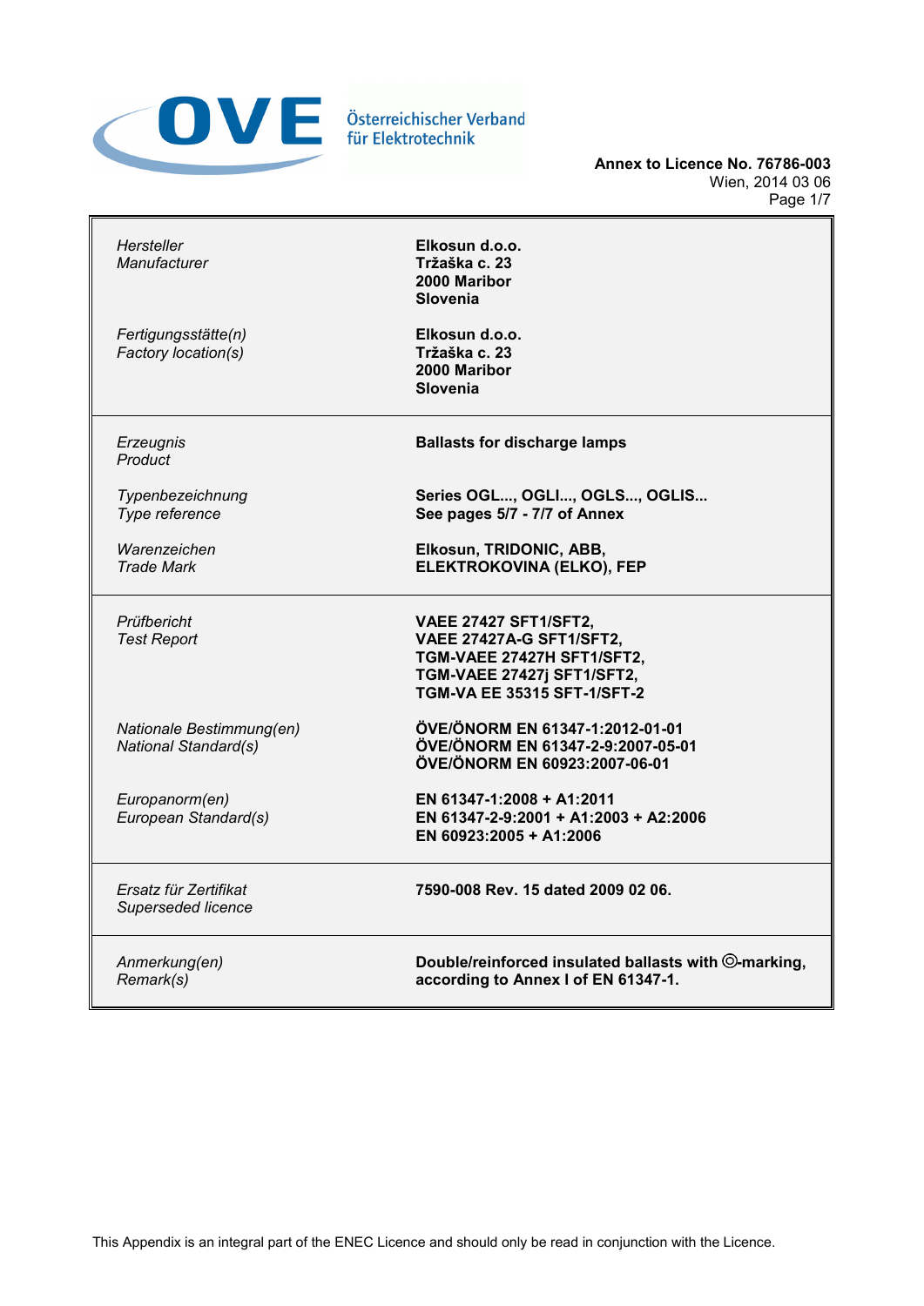OVE Österreichischer Verband für Elektrotechnik

**Annex to Licence No. 76786-003**
Wien, 2014 03 06

| | |
|---|---|
| *Hersteller*<br>*Manufacturer* | **Elkosun d.o.o.**<br>**Tržaška c. 23**<br>**2000 Maribor**<br>**Slovenia** |
| *Fertigungsstätte(n)*<br>*Factory location(s)* | **Elkosun d.o.o.**<br>**Tržaška c. 23**<br>**2000 Maribor**<br>**Slovenia** |
| *Erzeugnis*<br>*Product* | **Ballasts for discharge lamps** |
| *Typenbezeichnung*<br>*Type reference* | **Series OGL..., OGLI..., OGLS..., OGLIS...**<br>**See pages 5/7 - 7/7 of Annex** |
| *Warenzeichen*<br>*Trade Mark* | **Elkosun, TRIDONIC, ABB,**<br>**ELEKTROKOVINA (ELKO), FEP** |
| *Prüfbericht*<br>*Test Report* | **VAEE 27427 SFT1/SFT2,**<br>**VAEE 27427A-G SFT1/SFT2,**<br>**TGM-VAEE 27427H SFT1/SFT2,**<br>**TGM-VAEE 27427j SFT1/SFT2,**<br>**TGM-VA EE 35315 SFT-1/SFT-2** |
| *Nationale Bestimmung(en)*<br>*National Standard(s)* | **ÖVE/ÖNORM EN 61347-1:2012-01-01**<br>**ÖVE/ÖNORM EN 61347-2-9:2007-05-01**<br>**ÖVE/ÖNORM EN 60923:2007-06-01** |
| *Europanorm(en)*<br>*European Standard(s)* | **EN 61347-1:2008 + A1:2011**<br>**EN 61347-2-9:2001 + A1:2003 + A2:2006**<br>**EN 60923:2005 + A1:2006** |
| *Ersatz für Zertifikat*<br>*Superseded licence* | **7590-008 Rev. 15 dated 2009 02 06.** |
| *Anmerkung(en)*<br>*Remark(s)* | **Double/reinforced insulated ballasts with ◎-marking, according to Annex I of EN 61347-1.** |

This Appendix is an integral part of the ENEC Licence and should only be read in conjunction with the Licence.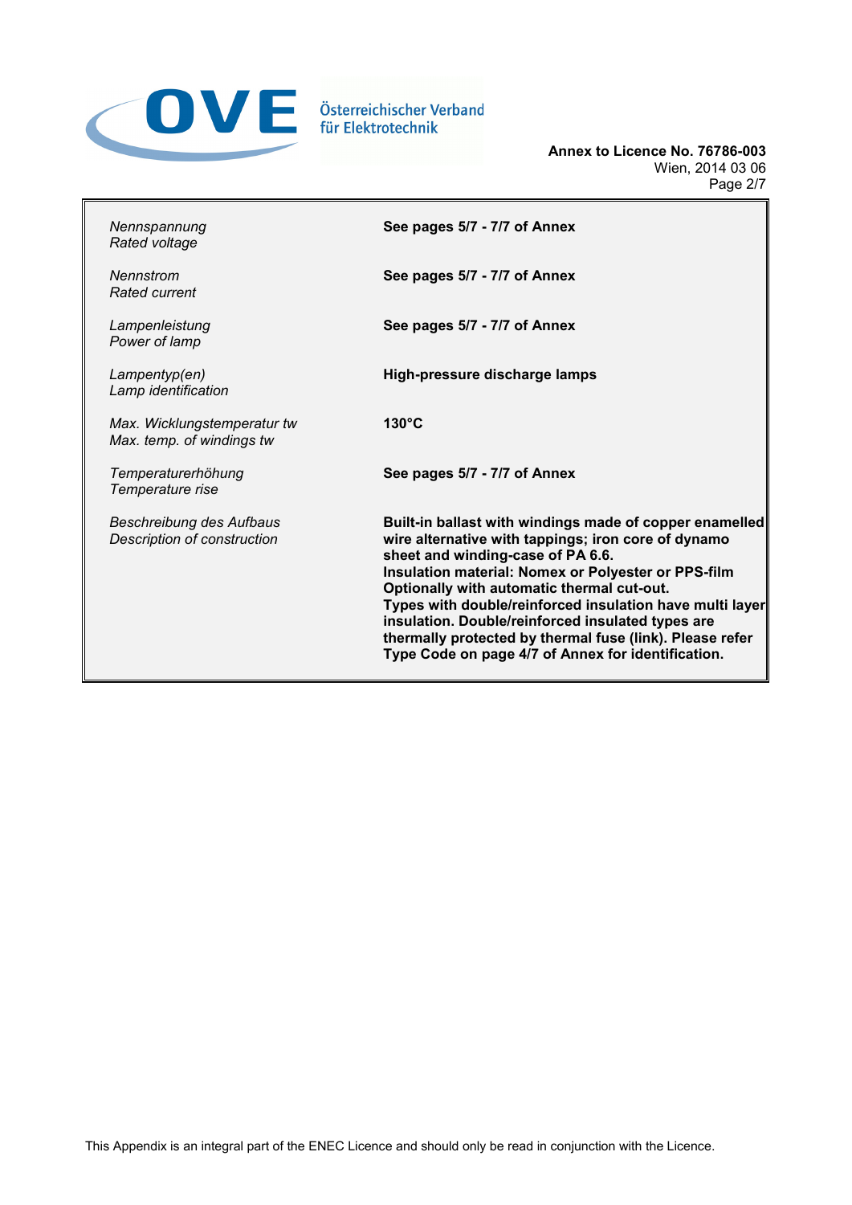**Annex to Licence No. 76786-003**
Wien, 2014 03 06

| | |
|---|---|
| *Nennspannung*<br>*Rated voltage* | **See pages 5/7 - 7/7 of Annex** |
| *Nennstrom*<br>*Rated current* | **See pages 5/7 - 7/7 of Annex** |
| *Lampenleistung*<br>*Power of lamp* | **See pages 5/7 - 7/7 of Annex** |
| *Lampentyp(en)*<br>*Lamp identification* | **High-pressure discharge lamps** |
| *Max. Wicklungstemperatur tw*<br>*Max. temp. of windings tw* | **130°C** |
| *Temperaturerhöhung*<br>*Temperature rise* | **See pages 5/7 - 7/7 of Annex** |
| *Beschreibung des Aufbaus*<br>*Description of construction* | **Built-in ballast with windings made of copper enamelled wire alternative with tappings; iron core of dynamo sheet and winding-case of PA 6.6.**<br>**Insulation material: Nomex or Polyester or PPS-film**<br>**Optionally with automatic thermal cut-out.**<br>**Types with double/reinforced insulation have multi layer insulation. Double/reinforced insulated types are thermally protected by thermal fuse (link). Please refer Type Code on page 4/7 of Annex for identification.** |

This Appendix is an integral part of the ENEC Licence and should only be read in conjunction with the Licence.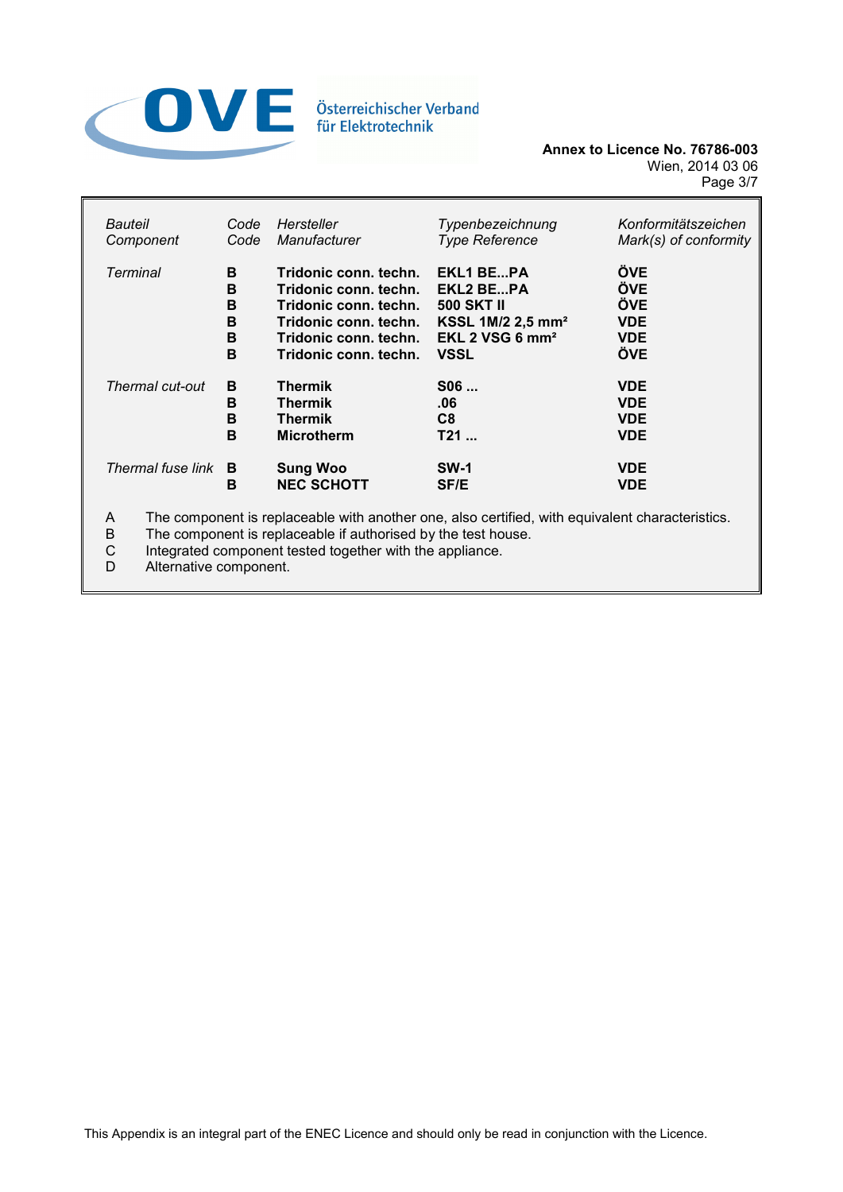**Annex to Licence No. 76786-003**
Wien, 2014 03 06

| *Bauteil* *Component* | *Code* *Code* | *Hersteller* *Manufacturer* | *Typenbezeichnung* *Type Reference* | *Konformitätszeichen* *Mark(s) of conformity* |
|---|---|---|---|---|
| *Terminal* | **B** | **Tridonic conn. techn.** | **EKL1 BE...PA** | **ÖVE** |
| | **B** | **Tridonic conn. techn.** | **EKL2 BE...PA** | **ÖVE** |
| | **B** | **Tridonic conn. techn.** | **500 SKT II** | **ÖVE** |
| | **B** | **Tridonic conn. techn.** | **KSSL 1M/2 2,5 mm²** | **VDE** |
| | **B** | **Tridonic conn. techn.** | **EKL 2 VSG 6 mm²** | **VDE** |
| | **B** | **Tridonic conn. techn.** | **VSSL** | **ÖVE** |
| *Thermal cut-out* | **B** | **Thermik** | **S06 ...** | **VDE** |
| | **B** | **Thermik** | **.06** | **VDE** |
| | **B** | **Thermik** | **C8** | **VDE** |
| | **B** | **Microtherm** | **T21 ...** | **VDE** |
| *Thermal fuse link* | **B** | **Sung Woo** | **SW-1** | **VDE** |
| | **B** | **NEC SCHOTT** | **SF/E** | **VDE** |

A The component is replaceable with another one, also certified, with equivalent characteristics.
B The component is replaceable if authorised by the test house.
C Integrated component tested together with the appliance.
D Alternative component.

This Appendix is an integral part of the ENEC Licence and should only be read in conjunction with the Licence.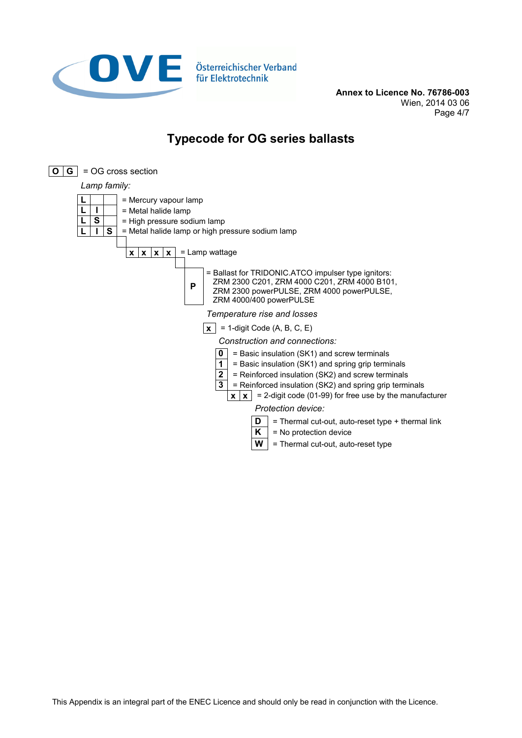**Annex to Licence No. 76786-003**
Wien, 2014 03 06

# Typecode for OG series ballasts

**O G** = OG cross section

*Lamp family:*

- **L** = Mercury vapour lamp
- **L I** = Metal halide lamp
- **L S** = High pressure sodium lamp
- **L I S** = Metal halide lamp or high pressure sodium lamp

**x x x x** = Lamp wattage

**P** = Ballast for TRIDONIC.ATCO impulser type ignitors: ZRM 2300 C201, ZRM 4000 C201, ZRM 4000 B101, ZRM 2300 powerPULSE, ZRM 4000 powerPULSE, ZRM 4000/400 powerPULSE

*Temperature rise and losses*

**x** = 1-digit Code (A, B, C, E)

*Construction and connections:*

- **0** = Basic insulation (SK1) and screw terminals
- **1** = Basic insulation (SK1) and spring grip terminals
- **2** = Reinforced insulation (SK2) and screw terminals
- **3** = Reinforced insulation (SK2) and spring grip terminals

**x x** = 2-digit code (01-99) for free use by the manufacturer

*Protection device:*

- **D** = Thermal cut-out, auto-reset type + thermal link
- **K** = No protection device
- **W** = Thermal cut-out, auto-reset type

This Appendix is an integral part of the ENEC Licence and should only be read in conjunction with the Licence.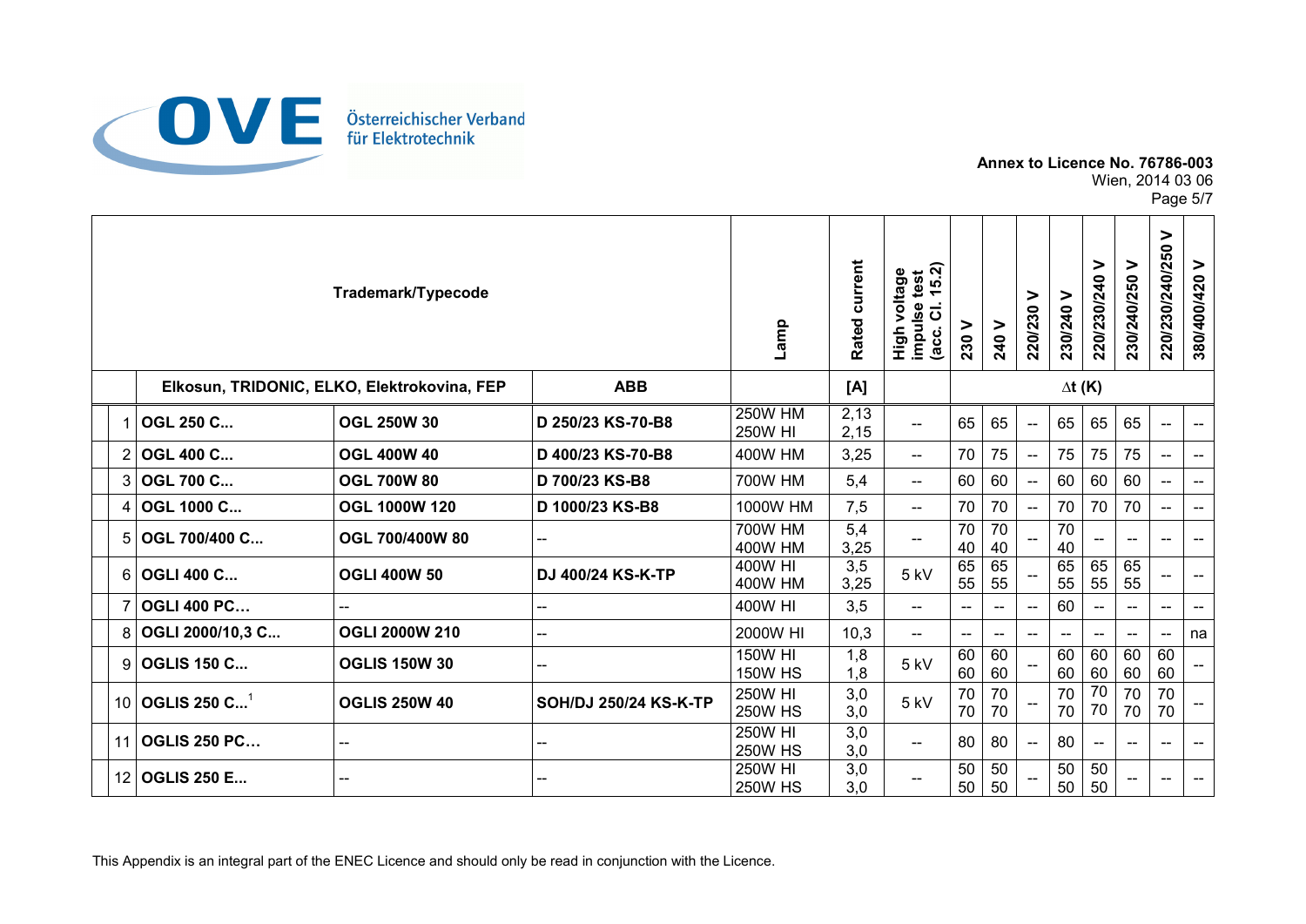**Annex to Licence No. 76786-003**
Wien, 2014 03 06

| | Trademark/Typecode | | | Lamp | Rated current | High voltage impulse test (acc. Cl. 15.2) | 230 V | 240 V | 220/230 V | 230/240 V | 220/230/240 V | 230/240/250 V | 220/230/240/250 V | 380/400/420 V |
|---|---|---|---|---|---|---|---|---|---|---|---|---|---|---|
| | Elkosun, TRIDONIC, ELKO, Elektrokovina, FEP | | ABB | | [A] | | Δt (K) | | | | | | | |
| 1 | **OGL 250 C...** | **OGL 250W 30** | **D 250/23 KS-70-B8** | 250W HM<br>250W HI | 2,13<br>2,15 | -- | 65 | 65 | -- | 65 | 65 | 65 | -- | -- |
| 2 | **OGL 400 C...** | **OGL 400W 40** | **D 400/23 KS-70-B8** | 400W HM | 3,25 | -- | 70 | 75 | -- | 75 | 75 | 75 | -- | -- |
| 3 | **OGL 700 C...** | **OGL 700W 80** | **D 700/23 KS-B8** | 700W HM | 5,4 | -- | 60 | 60 | -- | 60 | 60 | 60 | -- | -- |
| 4 | **OGL 1000 C...** | **OGL 1000W 120** | **D 1000/23 KS-B8** | 1000W HM | 7,5 | -- | 70 | 70 | -- | 70 | 70 | 70 | -- | -- |
| 5 | **OGL 700/400 C...** | **OGL 700/400W 80** | -- | 700W HM<br>400W HM | 5,4<br>3,25 | -- | 70<br>40 | 70<br>40 | -- | 70<br>40 | -- | -- | -- | -- |
| 6 | **OGLI 400 C...** | **OGLI 400W 50** | **DJ 400/24 KS-K-TP** | 400W HI<br>400W HM | 3,5<br>3,25 | 5 kV | 65<br>55 | 65<br>55 | -- | 65<br>55 | 65<br>55 | 65<br>55 | -- | -- |
| 7 | **OGLI 400 PC…** | -- | -- | 400W HI | 3,5 | -- | -- | -- | -- | 60 | -- | -- | -- | -- |
| 8 | **OGLI 2000/10,3 C...** | **OGLI 2000W 210** | -- | 2000W HI | 10,3 | -- | -- | -- | -- | -- | -- | -- | -- | na |
| 9 | **OGLIS 150 C...** | **OGLIS 150W 30** | -- | 150W HI<br>150W HS | 1,8<br>1,8 | 5 kV | 60<br>60 | 60<br>60 | -- | 60<br>60 | 60<br>60 | 60<br>60 | 60<br>60 | -- |
| 10 | **OGLIS 250 C...**[1] | **OGLIS 250W 40** | **SOH/DJ 250/24 KS-K-TP** | 250W HI<br>250W HS | 3,0<br>3,0 | 5 kV | 70<br>70 | 70<br>70 | -- | 70<br>70 | 70<br>70 | 70<br>70 | 70<br>70 | -- |
| 11 | **OGLIS 250 PC…** | -- | -- | 250W HI<br>250W HS | 3,0<br>3,0 | -- | 80 | 80 | -- | 80 | -- | -- | -- | -- |
| 12 | **OGLIS 250 E...** | -- | -- | 250W HI<br>250W HS | 3,0<br>3,0 | -- | 50<br>50 | 50<br>50 | -- | 50<br>50 | 50<br>50 | -- | -- | -- |

This Appendix is an integral part of the ENEC Licence and should only be read in conjunction with the Licence.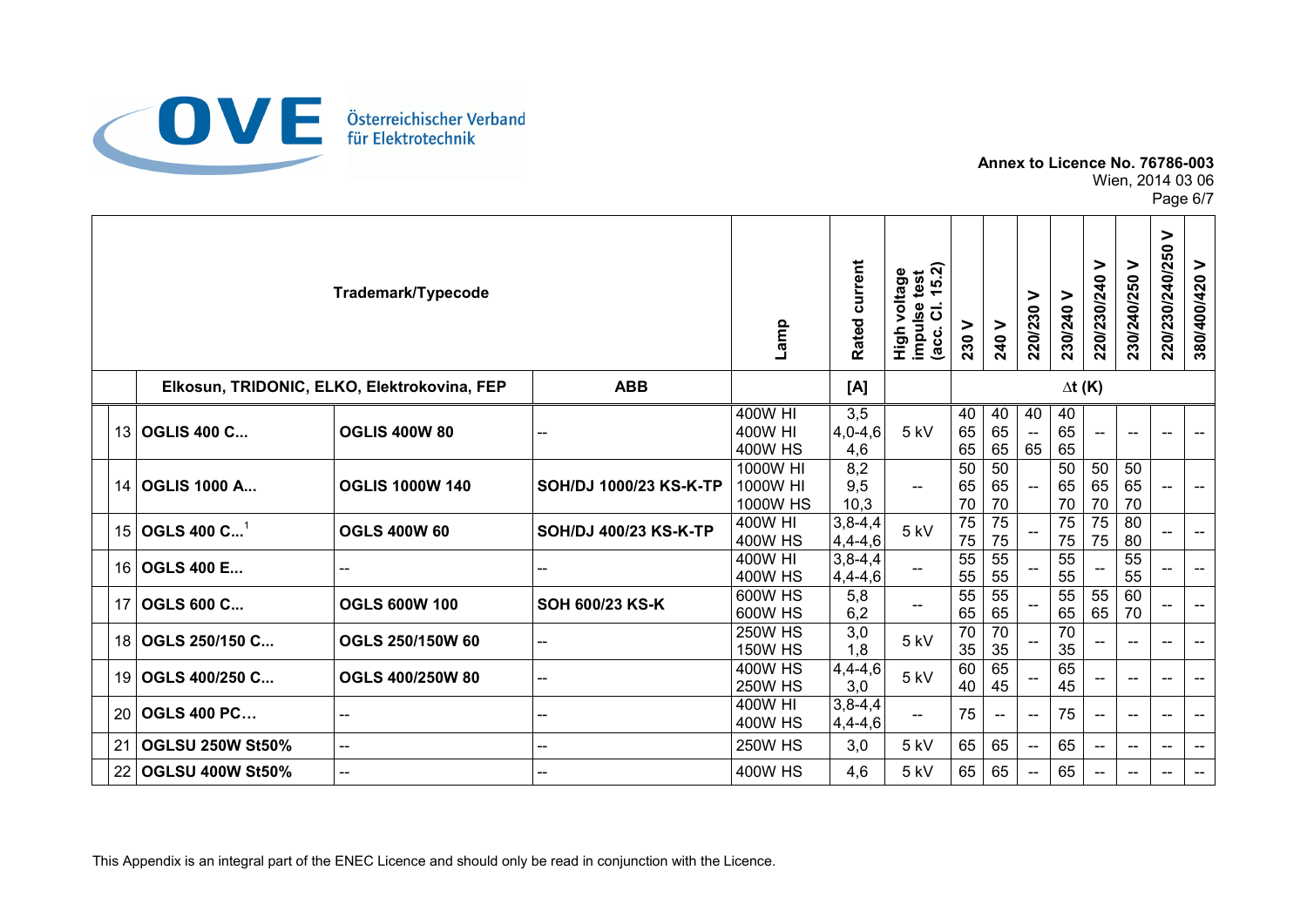**Annex to Licence No. 76786-003**
Wien, 2014 03 06
Page 6/7

| | Trademark/Typecode | | | Lamp | Rated current | High voltage impulse test (acc. Cl. 15.2) | 230 V | 240 V | 220/230 V | 230/240 V | 220/230/240 V | 230/240/250 V | 220/230/240/250 V | 380/400/420 V |
|---|---|---|---|---|---|---|---|---|---|---|---|---|---|---|
| | Elkosun, TRIDONIC, ELKO, Elektrokovina, FEP | | ABB | | [A] | | Δt (K) | | | | | | | |
| 13 | **OGLIS 400 C...** | **OGLIS 400W 80** | -- | 400W HI<br>400W HI<br>400W HS | 3,5<br>4,0-4,6<br>4,6 | 5 kV | 40<br>65<br>65 | 40<br>65<br>65 | 40<br>--<br>65 | 40<br>65<br>65 | -- | -- | -- | -- |
| 14 | **OGLIS 1000 A...** | **OGLIS 1000W 140** | **SOH/DJ 1000/23 KS-K-TP** | 1000W HI<br>1000W HI<br>1000W HS | 8,2<br>9,5<br>10,3 | -- | 50<br>65<br>70 | 50<br>65<br>70 | -- | 50<br>65<br>70 | 50<br>65<br>70 | 50<br>65<br>70 | -- | -- |
| 15 | **OGLS 400 C...**[1] | **OGLS 400W 60** | **SOH/DJ 400/23 KS-K-TP** | 400W HI<br>400W HS | 3,8-4,4<br>4,4-4,6 | 5 kV | 75<br>75 | 75<br>75 | -- | 75<br>75 | 75<br>75 | 80<br>80 | -- | -- |
| 16 | **OGLS 400 E...** | -- | -- | 400W HI<br>400W HS | 3,8-4,4<br>4,4-4,6 | -- | 55<br>55 | 55<br>55 | -- | 55<br>55 | -- | 55<br>55 | -- | -- |
| 17 | **OGLS 600 C...** | **OGLS 600W 100** | **SOH 600/23 KS-K** | 600W HS<br>600W HS | 5,8<br>6,2 | -- | 55<br>65 | 55<br>65 | -- | 55<br>65 | 55<br>65 | 60<br>70 | -- | -- |
| 18 | **OGLS 250/150 C...** | **OGLS 250/150W 60** | -- | 250W HS<br>150W HS | 3,0<br>1,8 | 5 kV | 70<br>35 | 70<br>35 | -- | 70<br>35 | -- | -- | -- | -- |
| 19 | **OGLS 400/250 C...** | **OGLS 400/250W 80** | -- | 400W HS<br>250W HS | 4,4-4,6<br>3,0 | 5 kV | 60<br>40 | 65<br>45 | -- | 65<br>45 | -- | -- | -- | -- |
| 20 | **OGLS 400 PC…** | -- | -- | 400W HI<br>400W HS | 3,8-4,4<br>4,4-4,6 | -- | 75 | -- | -- | 75 | -- | -- | -- | -- |
| 21 | **OGLSU 250W St50%** | -- | -- | 250W HS | 3,0 | 5 kV | 65 | 65 | -- | 65 | -- | -- | -- | -- |
| 22 | **OGLSU 400W St50%** | -- | -- | 400W HS | 4,6 | 5 kV | 65 | 65 | -- | 65 | -- | -- | -- | -- |

This Appendix is an integral part of the ENEC Licence and should only be read in conjunction with the Licence.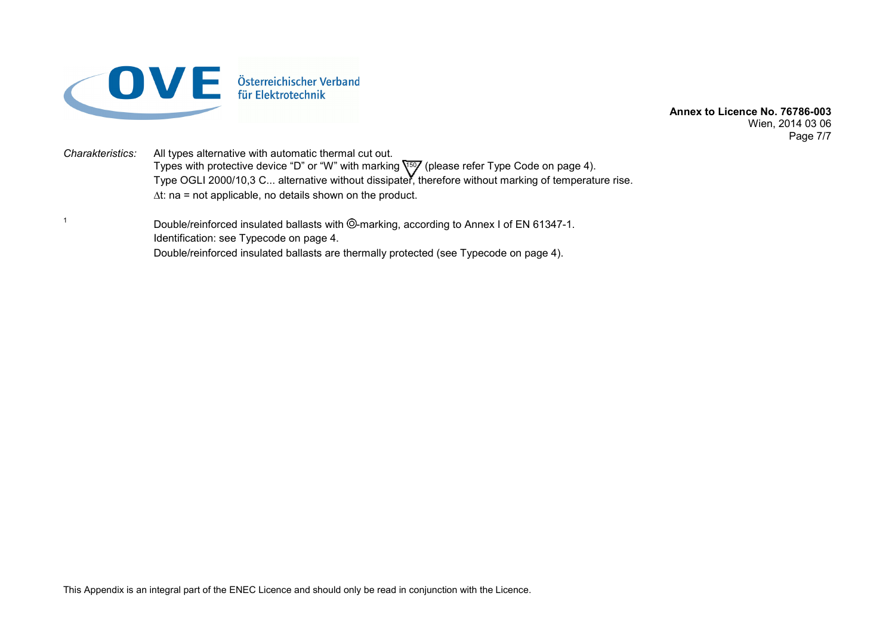**Annex to Licence No. 76786-003**
Wien, 2014 03 06

*Charakteristics:* All types alternative with automatic thermal cut out.
Types with protective device "D" or "W" with marking 150 (please refer Type Code on page 4).
Type OGLI 2000/10,3 C... alternative without dissipater, therefore without marking of temperature rise.
$\Delta t$: na = not applicable, no details shown on the product.

[1] Double/reinforced insulated ballasts with ◎-marking, according to Annex I of EN 61347-1.
Identification: see Typecode on page 4.
Double/reinforced insulated ballasts are thermally protected (see Typecode on page 4).

This Appendix is an integral part of the ENEC Licence and should only be read in conjunction with the Licence.